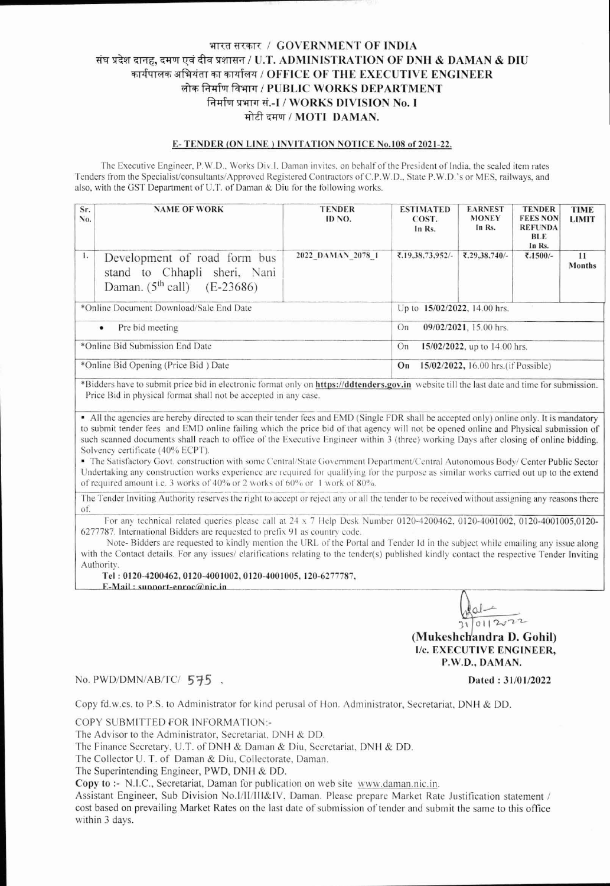# भारत सरकार / GOVERNMENT OF INDIA
## संघ प्रदेश दानह, दमण एवं दीव प्रशासन / U.T. ADMINISTRATION OF DNH & DAMAN & DIU
## कार्यपालक अभियंता का कार्यालय / OFFICE OF THE EXECUTIVE ENGINEER
## लोक निर्माण विभाग / PUBLIC WORKS DEPARTMENT
## निर्माण प्रभाग सं.-I / WORKS DIVISION No. I
## मोटी दमण / MOTI DAMAN.

### E- TENDER (ON LINE ) INVITATION NOTICE No.108 of 2021-22.

The Executive Engineer, P.W.D., Works Div.I, Daman invites, on behalf of the President of India, the sealed item rates Tenders from the Specialist/consultants/Approved Registered Contractors of C.P.W.D., State P.W.D.'s or MES, railways, and also, with the GST Department of U.T. of Daman & Diu for the following works.

| Sr. No. | NAME OF WORK | TENDER ID NO. | ESTIMATED COST. In Rs. | EARNEST MONEY In Rs. | TENDER FEES NON REFUNDABLE In Rs. | TIME LIMIT |
|---|---|---|---|---|---|---|
| 1. | Development of road form bus stand to Chhapli sheri, Nani Daman. (5th call) (E-23686) | 2022_DAMAN_2078_1 | ₹.19,38,73,952/- | ₹.29,38,740/- | ₹.1500/- | 11 Months |
| *Online Document Download/Sale End Date | | | Up to **15/02/2022**, 14.00 hrs. | | | |
| • Pre bid meeting | | | On **09/02/2021**, 15.00 hrs. | | | |
| *Online Bid Submission End Date | | | On **15/02/2022**, up to 14.00 hrs. | | | |
| *Online Bid Opening (Price Bid ) Date | | | **On 15/02/2022**, 16.00 hrs.(if Possible) | | | |

*Bidders have to submit price bid in electronic format only on **https://ddtenders.gov.in** website till the last date and time for submission. Price Bid in physical format shall not be accepted in any case.

- All the agencies are hereby directed to scan their tender fees and EMD (Single FDR shall be accepted only) online only. It is mandatory to submit tender fees and EMD online failing which the price bid of that agency will not be opened online and Physical submission of such scanned documents shall reach to office of the Executive Engineer within 3 (three) working Days after closing of online bidding. Solvency certificate (40% ECPT).
- The Satisfactory Govt. construction with some Central/State Government Department/Central Autonomous Body/ Center Public Sector Undertaking any construction works experience are required for qualifying for the purpose as similar works carried out up to the extend of required amount i.e. 3 works of 40% or 2 works of 60% or 1 work of 80%.

The Tender Inviting Authority reserves the right to accept or reject any or all the tender to be received without assigning any reasons there of.

For any technical related queries please call at 24 x 7 Help Desk Number 0120-4200462, 0120-4001002, 0120-4001005,0120-6277787. International Bidders are requested to prefix 91 as country code.

Note- Bidders are requested to kindly mention the URL of the Portal and Tender Id in the subject while emailing any issue along with the Contact details. For any issues/ clarifications relating to the tender(s) published kindly contact the respective Tender Inviting Authority.

**Tel : 0120-4200462, 0120-4001002, 0120-4001005, 120-6277787,**
**E-Mail : support-enroc@nic.in**

31/01/2022

**(Mukeshchandra D. Gohil)**
**I/c. EXECUTIVE ENGINEER,**
**P.W.D., DAMAN.**

No. PWD/DMN/AB/TC/ 575 ,

**Dated : 31/01/2022**

Copy fd.w.cs. to P.S. to Administrator for kind perusal of Hon. Administrator, Secretariat, DNH & DD.

COPY SUBMITTED FOR INFORMATION:-

The Advisor to the Administrator, Secretariat, DNH & DD.
The Finance Secretary, U.T. of DNH & Daman & Diu, Secretariat, DNH & DD.
The Collector U. T. of Daman & Diu, Collectorate, Daman.
The Superintending Engineer, PWD, DNH & DD.

**Copy to :-** N.I.C., Secretariat, Daman for publication on web site www.daman.nic.in.

Assistant Engineer, Sub Division No.I/II/III&IV, Daman. Please prepare Market Rate Justification statement / cost based on prevailing Market Rates on the last date of submission of tender and submit the same to this office within 3 days.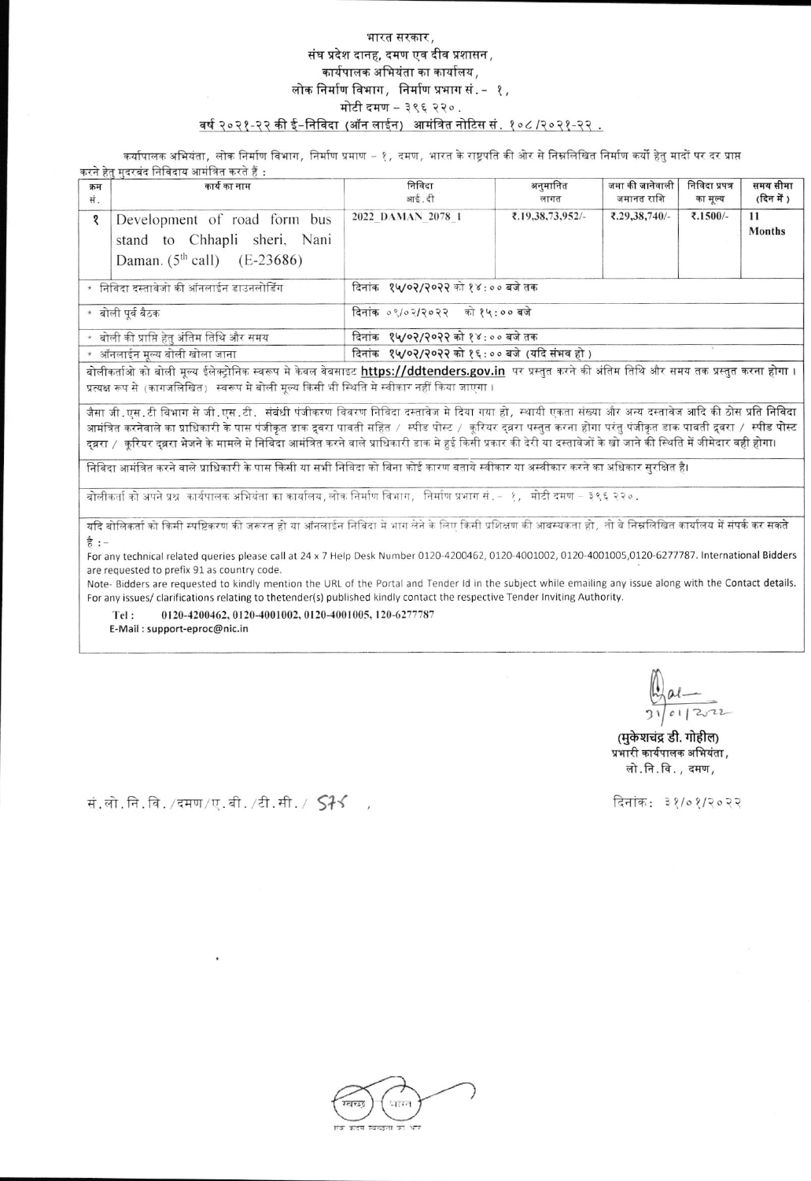भारत सरकार,
संघ प्रदेश दानह, दमण एव दीव प्रशासन,
कार्यपालक अभियंता का कार्यालय,
लोक निर्माण विभाग, निर्माण प्रभाग सं.- १,
मोटी दमण - ३९६ २२०.

**वर्ष २०२१-२२ की ई-निविदा (ऑन लाईन) आमंत्रित नोटिस सं. १०८/२०२१-२२ .**

कर्यापालक अभियंता, लोक निर्माण विभाग, निर्माण प्रमाण - १, दमण, भारत के राष्ट्रपति की ओर से निम्नलिखित निर्माण कर्यो हेतु मादों पर दर प्राप्त करने हेतु मुदरबंद निविदाय आमंत्रित करते हैं :

| क्रम सं. | कार्य का नाम | निविदा आई.डी | अनुमानित लागत | जमा की जानेवाली जमानत राशि | निविदा प्रपत्र का मूल्य | समय सीमा (दिन में) |
|---|---|---|---|---|---|---|
| १ | Development of road form bus stand to Chhapli sheri, Nani Daman. (5th call) (E-23686) | 2022_DAMAN_2078_1 | ₹.19,38,73,952/- | ₹.29,38,740/- | ₹.1500/- | 11 Months |

| | |
|---|---|
| * निविदा दस्तावेजों की ऑनलाईन डाउनलोडिंग | दिनांक १५/०२/२०२२ को १४:०० बजे तक |
| * बोली पूर्व बैठक | दिनांक ०९/०२/२०२२ को १५:०० बजे |
| * बोली की प्राप्ति हेतु अंतिम तिथि और समय | दिनांक १५/०२/२०२२ को १४:०० बजे तक |
| * ऑनलाईन मूल्य बोली खोला जाना | दिनांक १५/०२/२०२२ को १६:०० बजे (यदि संभव हो) |

बोलीकर्ताओ को बोली मूल्य ईलेक्ट्रोनिक स्वरूप मे केवल वेबसाइट **https://ddtenders.gov.in** पर प्रस्तुत करने की अंतिम तिथि और समय तक प्रस्तुत करना होगा। प्रत्यक्ष रूप से (कागजलिखित) स्वरूप मे बोली मूल्य किसी भी स्थिति मे स्वीकार नहीं किया जाएगा।

जैसा जी.एस.टी विभाग से जी.एस.टी. संबंधी पंजीकरण विवरण निविदा दस्तावेज मे दिया गया हो, स्थायी एकता संख्या और अन्य दस्तावेज आदि की ठोस प्रति निविदा आमंत्रित करनेवाले का प्राधिकारी के पास पंजीकृत डाक द्वरा पावती सहित / स्पीड पोस्ट / कूरियर द्वरा पस्तुत करना होगा परंतु पंजीकृत डाक पावती द्वारा / स्पीड पोस्ट द्वरा / कूरियर द्वरा भेजने के मामले मे निविदा आमंत्रित करने वाले प्राधिकारी डाक मे हुई किसी प्रकार की देरी या दस्तावेजों के खो जाने की स्थिति में जीमेदार वही होगा।

निविदा आमंत्रित करने वाले प्राधिकारी के पास किसी या सभी निविदा को बिना कोई कारण बताये स्वीकार या अस्वीकार करने का अधिकार सुरक्षित है।

बोलीकर्ता को अपने प्रश्न कार्यपालक अभियंता का कार्यालय, लोक निर्माण विभाग, निर्माण प्रभाग सं.- १, मोटी दमण - ३९६ २२०.

यदि बोलिकर्ता को किसी स्पष्टिकरण की जरूरत हो या ऑनलाईन निविदा मे भाग लेने के लिए किसी प्रशिक्षण की आवस्यकता हो, तो वे निम्नलिखित कार्यालय में संपर्क कर सकते है :-

For any technical related queries please call at 24 x 7 Help Desk Number 0120-4200462, 0120-4001002, 0120-4001005,0120-6277787. International Bidders are requested to prefix 91 as country code.

Note- Bidders are requested to kindly mention the URL of the Portal and Tender Id in the subject while emailing any issue along with the Contact details. For any issues/ clarifications relating to thetender(s) published kindly contact the respective Tender Inviting Authority.

**Tel : 0120-4200462, 0120-4001002, 0120-4001005, 120-6277787**

**E-Mail : support-eproc@nic.in**

31/01/2022

**(मुकेशचंद्र डी. गोहील)**
प्रभारी कार्यपालक अभियंता,
लो.नि.वि., दमण,

सं.लो.नि.वि./दमण/ए.बी./टी.सी./ 575 ,

दिनांक: ३१/०१/२०२२